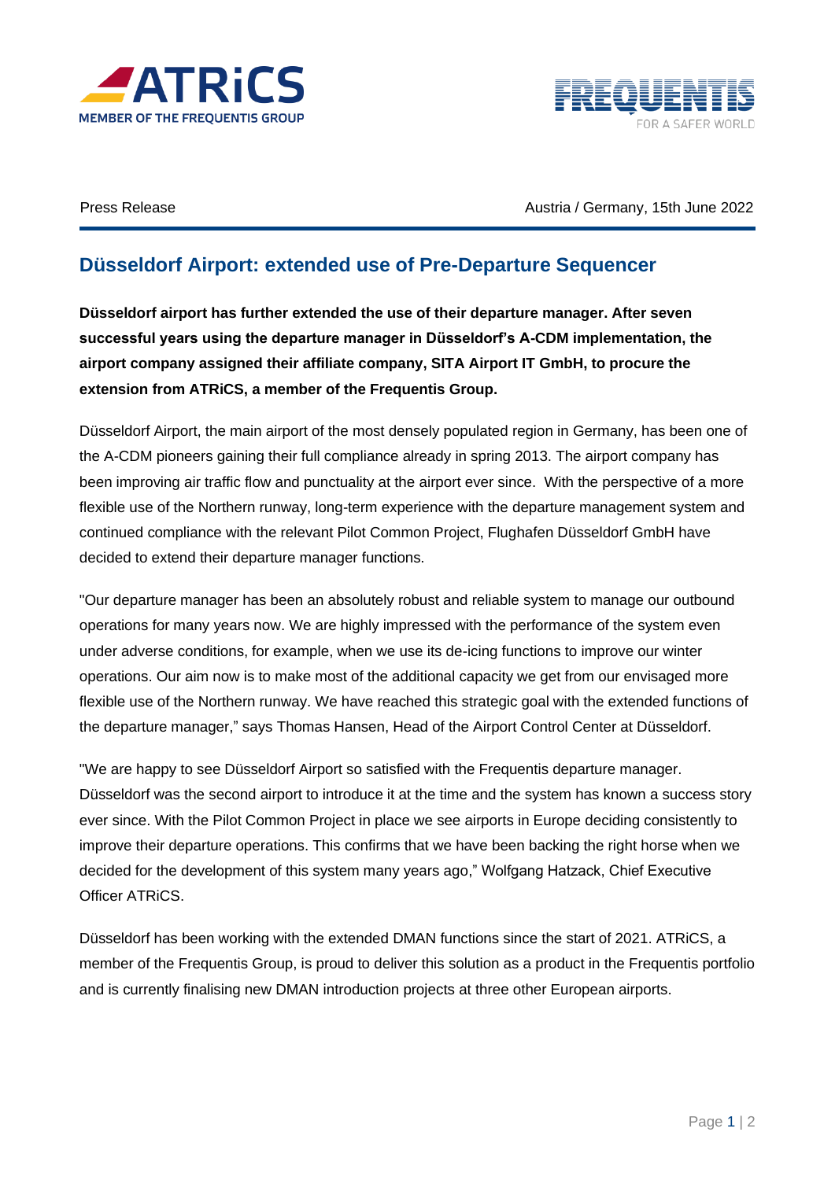Press Release

Austria / Germany, 15th June 2022

# Düsseldorf Airport: extended use of Pre-Departure Sequencer

**Düsseldorf airport has further extended the use of their departure manager. After seven successful years using the departure manager in Düsseldorf's A-CDM implementation, the airport company assigned their affiliate company, SITA Airport IT GmbH, to procure the extension from ATRiCS, a member of the Frequentis Group.**

Düsseldorf Airport, the main airport of the most densely populated region in Germany, has been one of the A-CDM pioneers gaining their full compliance already in spring 2013. The airport company has been improving air traffic flow and punctuality at the airport ever since. With the perspective of a more flexible use of the Northern runway, long-term experience with the departure management system and continued compliance with the relevant Pilot Common Project, Flughafen Düsseldorf GmbH have decided to extend their departure manager functions.

"Our departure manager has been an absolutely robust and reliable system to manage our outbound operations for many years now. We are highly impressed with the performance of the system even under adverse conditions, for example, when we use its de-icing functions to improve our winter operations. Our aim now is to make most of the additional capacity we get from our envisaged more flexible use of the Northern runway. We have reached this strategic goal with the extended functions of the departure manager," says Thomas Hansen, Head of the Airport Control Center at Düsseldorf.

"We are happy to see Düsseldorf Airport so satisfied with the Frequentis departure manager. Düsseldorf was the second airport to introduce it at the time and the system has known a success story ever since. With the Pilot Common Project in place we see airports in Europe deciding consistently to improve their departure operations. This confirms that we have been backing the right horse when we decided for the development of this system many years ago," Wolfgang Hatzack, Chief Executive Officer ATRiCS.

Düsseldorf has been working with the extended DMAN functions since the start of 2021. ATRiCS, a member of the Frequentis Group, is proud to deliver this solution as a product in the Frequentis portfolio and is currently finalising new DMAN introduction projects at three other European airports.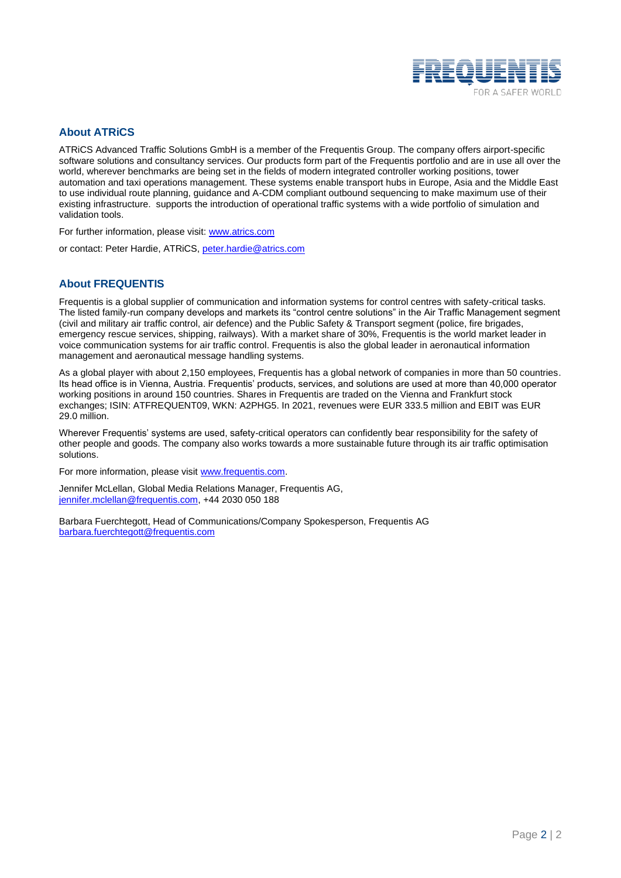## About ATRiCS

ATRiCS Advanced Traffic Solutions GmbH is a member of the Frequentis Group. The company offers airport-specific software solutions and consultancy services. Our products form part of the Frequentis portfolio and are in use all over the world, wherever benchmarks are being set in the fields of modern integrated controller working positions, tower automation and taxi operations management. These systems enable transport hubs in Europe, Asia and the Middle East to use individual route planning, guidance and A-CDM compliant outbound sequencing to make maximum use of their existing infrastructure.  supports the introduction of operational traffic systems with a wide portfolio of simulation and validation tools.

For further information, please visit: www.atrics.com

or contact: Peter Hardie, ATRiCS, peter.hardie@atrics.com

## About FREQUENTIS

Frequentis is a global supplier of communication and information systems for control centres with safety-critical tasks. The listed family-run company develops and markets its "control centre solutions" in the Air Traffic Management segment (civil and military air traffic control, air defence) and the Public Safety & Transport segment (police, fire brigades, emergency rescue services, shipping, railways). With a market share of 30%, Frequentis is the world market leader in voice communication systems for air traffic control. Frequentis is also the global leader in aeronautical information management and aeronautical message handling systems.

As a global player with about 2,150 employees, Frequentis has a global network of companies in more than 50 countries. Its head office is in Vienna, Austria. Frequentis' products, services, and solutions are used at more than 40,000 operator working positions in around 150 countries. Shares in Frequentis are traded on the Vienna and Frankfurt stock exchanges; ISIN: ATFREQUENT09, WKN: A2PHG5. In 2021, revenues were EUR 333.5 million and EBIT was EUR 29.0 million.

Wherever Frequentis' systems are used, safety-critical operators can confidently bear responsibility for the safety of other people and goods. The company also works towards a more sustainable future through its air traffic optimisation solutions.

For more information, please visit www.frequentis.com.

Jennifer McLellan, Global Media Relations Manager, Frequentis AG,
jennifer.mclellan@frequentis.com, +44 2030 050 188

Barbara Fuerchtegott, Head of Communications/Company Spokesperson, Frequentis AG
barbara.fuerchtegott@frequentis.com